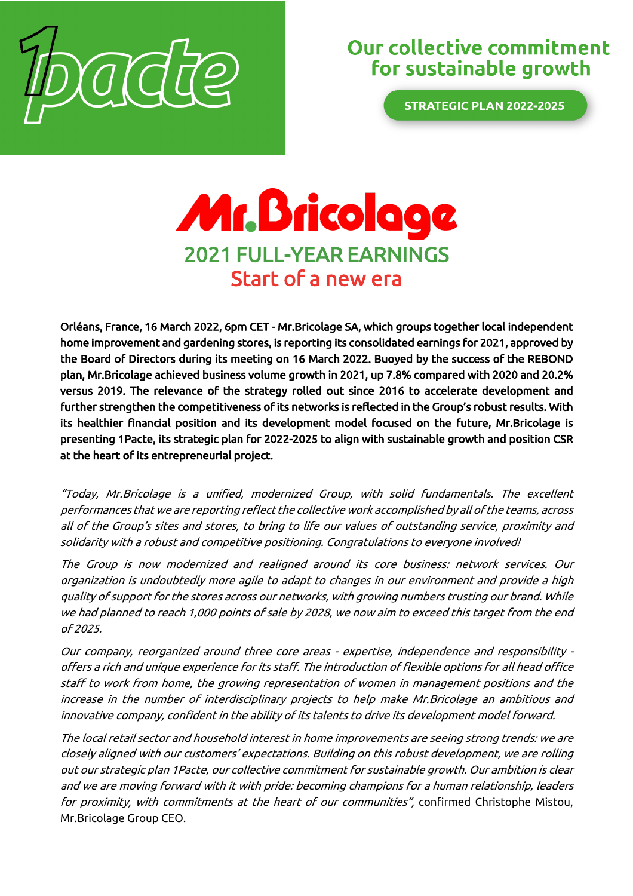1pacte

## Our collective commitment for sustainable growth

**STRATEGIC PLAN 2022-2025**

# Mr.Bricolage

## 2021 FULL-YEAR EARNINGS

## Start of a new era

**Orléans, France, 16 March 2022, 6pm CET - Mr.Bricolage SA, which groups together local independent home improvement and gardening stores, is reporting its consolidated earnings for 2021, approved by the Board of Directors during its meeting on 16 March 2022. Buoyed by the success of the REBOND plan, Mr.Bricolage achieved business volume growth in 2021, up 7.8% compared with 2020 and 20.2% versus 2019. The relevance of the strategy rolled out since 2016 to accelerate development and further strengthen the competitiveness of its networks is reflected in the Group's robust results. With its healthier financial position and its development model focused on the future, Mr.Bricolage is presenting 1Pacte, its strategic plan for 2022-2025 to align with sustainable growth and position CSR at the heart of its entrepreneurial project.**

*"Today, Mr.Bricolage is a unified, modernized Group, with solid fundamentals. The excellent performances that we are reporting reflect the collective work accomplished by all of the teams, across all of the Group's sites and stores, to bring to life our values of outstanding service, proximity and solidarity with a robust and competitive positioning. Congratulations to everyone involved!*

*The Group is now modernized and realigned around its core business: network services. Our organization is undoubtedly more agile to adapt to changes in our environment and provide a high quality of support for the stores across our networks, with growing numbers trusting our brand. While we had planned to reach 1,000 points of sale by 2028, we now aim to exceed this target from the end of 2025.*

*Our company, reorganized around three core areas - expertise, independence and responsibility - offers a rich and unique experience for its staff. The introduction of flexible options for all head office staff to work from home, the growing representation of women in management positions and the increase in the number of interdisciplinary projects to help make Mr.Bricolage an ambitious and innovative company, confident in the ability of its talents to drive its development model forward.*

*The local retail sector and household interest in home improvements are seeing strong trends: we are closely aligned with our customers' expectations. Building on this robust development, we are rolling out our strategic plan 1Pacte, our collective commitment for sustainable growth. Our ambition is clear and we are moving forward with it with pride: becoming champions for a human relationship, leaders for proximity, with commitments at the heart of our communities",* confirmed Christophe Mistou, Mr.Bricolage Group CEO.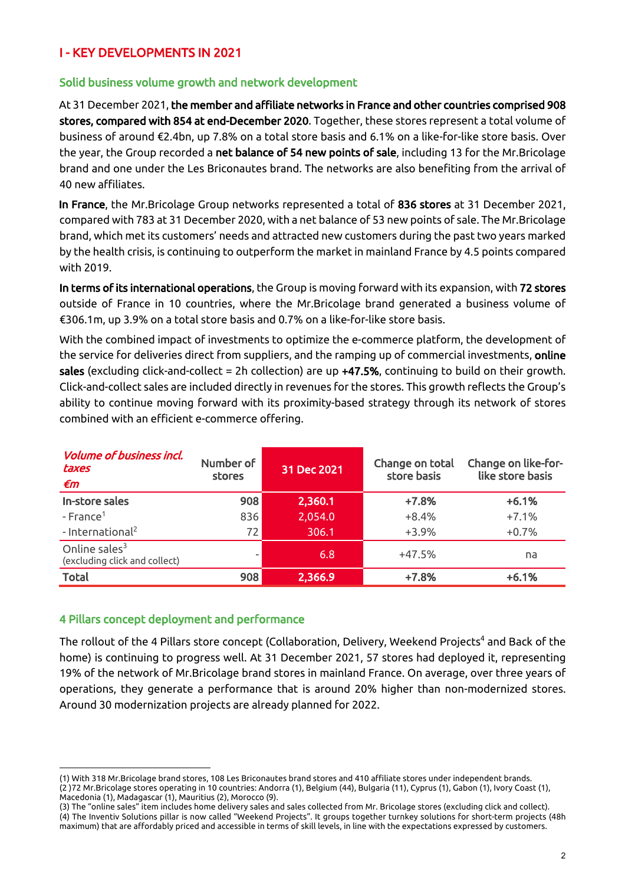## I - KEY DEVELOPMENTS IN 2021

### Solid business volume growth and network development

At 31 December 2021, **the member and affiliate networks in France and other countries comprised 908 stores, compared with 854 at end-December 2020**. Together, these stores represent a total volume of business of around €2.4bn, up 7.8% on a total store basis and 6.1% on a like-for-like store basis. Over the year, the Group recorded a **net balance of 54 new points of sale**, including 13 for the Mr.Bricolage brand and one under the Les Briconautes brand. The networks are also benefiting from the arrival of 40 new affiliates.

**In France**, the Mr.Bricolage Group networks represented a total of **836 stores** at 31 December 2021, compared with 783 at 31 December 2020, with a net balance of 53 new points of sale. The Mr.Bricolage brand, which met its customers' needs and attracted new customers during the past two years marked by the health crisis, is continuing to outperform the market in mainland France by 4.5 points compared with 2019.

**In terms of its international operations**, the Group is moving forward with its expansion, with **72 stores** outside of France in 10 countries, where the Mr.Bricolage brand generated a business volume of €306.1m, up 3.9% on a total store basis and 0.7% on a like-for-like store basis.

With the combined impact of investments to optimize the e-commerce platform, the development of the service for deliveries direct from suppliers, and the ramping up of commercial investments, **online sales** (excluding click-and-collect = 2h collection) are up **+47.5%**, continuing to build on their growth. Click-and-collect sales are included directly in revenues for the stores. This growth reflects the Group's ability to continue moving forward with its proximity-based strategy through its network of stores combined with an efficient e-commerce offering.

| *Volume of business incl. taxes €m* | Number of stores | 31 Dec 2021 | Change on total store basis | Change on like-for-like store basis |
|---|---|---|---|---|
| **In-store sales** | **908** | **2,360.1** | **+7.8%** | **+6.1%** |
| - France[1] | 836 | 2,054.0 | +8.4% | +7.1% |
| - International[2] | 72 | 306.1 | +3.9% | +0.7% |
| Online sales[3] (excluding click and collect) | - | 6.8 | +47.5% | na |
| **Total** | **908** | **2,366.9** | **+7.8%** | **+6.1%** |

### 4 Pillars concept deployment and performance

The rollout of the 4 Pillars store concept (Collaboration, Delivery, Weekend Projects[4] and Back of the home) is continuing to progress well. At 31 December 2021, 57 stores had deployed it, representing 19% of the network of Mr.Bricolage brand stores in mainland France. On average, over three years of operations, they generate a performance that is around 20% higher than non-modernized stores. Around 30 modernization projects are already planned for 2022.

---

(1) With 318 Mr.Bricolage brand stores, 108 Les Briconautes brand stores and 410 affiliate stores under independent brands.
(2 )72 Mr.Bricolage stores operating in 10 countries: Andorra (1), Belgium (44), Bulgaria (11), Cyprus (1), Gabon (1), Ivory Coast (1), Macedonia (1), Madagascar (1), Mauritius (2), Morocco (9).
(3) The "online sales" item includes home delivery sales and sales collected from Mr. Bricolage stores (excluding click and collect).
(4) The Inventiv Solutions pillar is now called "Weekend Projects". It groups together turnkey solutions for short-term projects (48h maximum) that are affordably priced and accessible in terms of skill levels, in line with the expectations expressed by customers.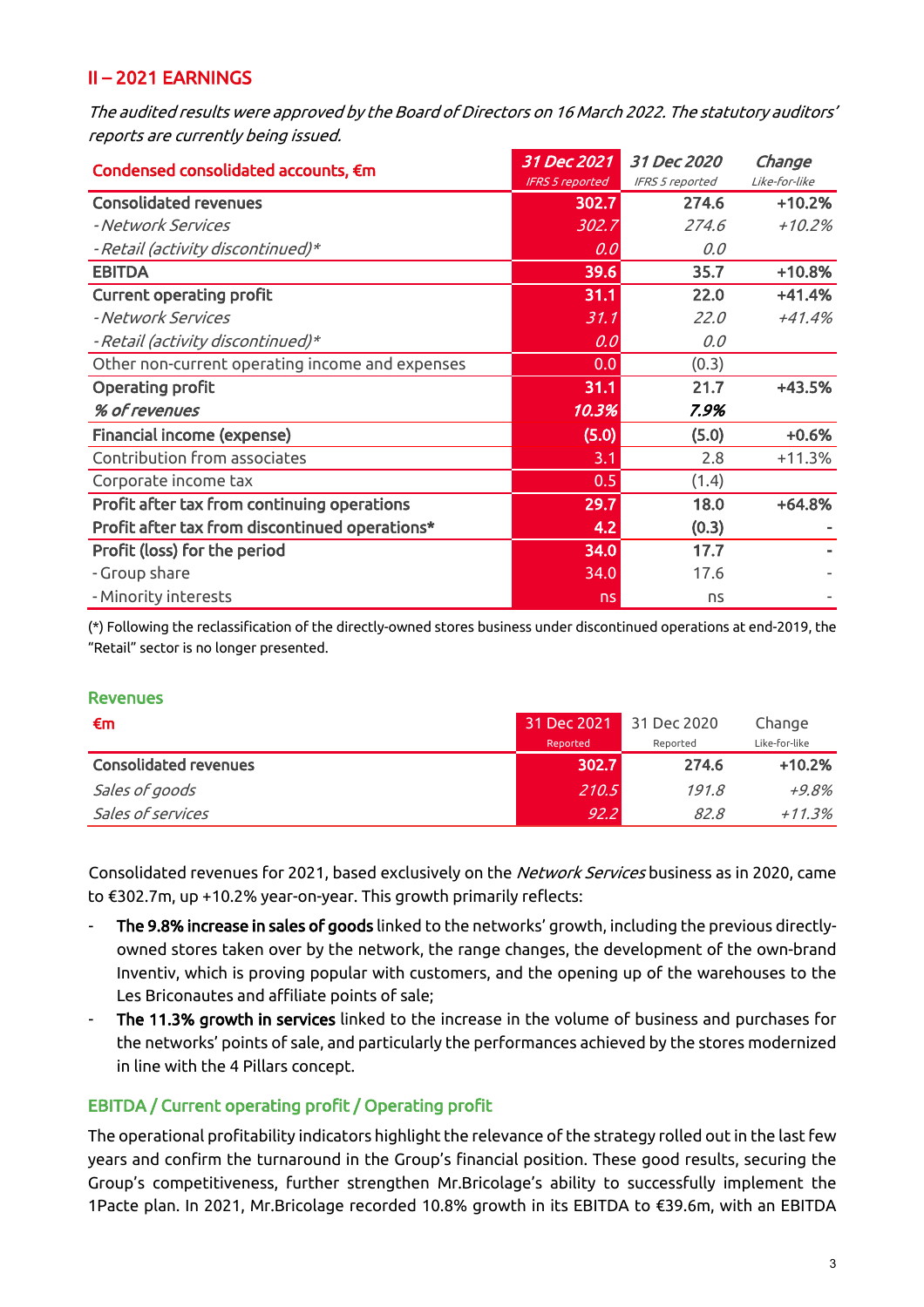## II – 2021 EARNINGS

*The audited results were approved by the Board of Directors on 16 March 2022. The statutory auditors' reports are currently being issued.*

| Condensed consolidated accounts, €m | *31 Dec 2021* *IFRS 5 reported* | *31 Dec 2020* *IFRS 5 reported* | *Change* *Like-for-like* |
|---|---|---|---|
| **Consolidated revenues** | **302.7** | **274.6** | **+10.2%** |
| *- Network Services* | *302.7* | *274.6* | *+10.2%* |
| *- Retail (activity discontinued)\** | *0.0* | *0.0* | |
| **EBITDA** | **39.6** | **35.7** | **+10.8%** |
| **Current operating profit** | **31.1** | **22.0** | **+41.4%** |
| *- Network Services* | *31.1* | *22.0* | *+41.4%* |
| *- Retail (activity discontinued)\** | *0.0* | *0.0* | |
| Other non-current operating income and expenses | 0.0 | (0.3) | |
| **Operating profit** | **31.1** | **21.7** | **+43.5%** |
| ***% of revenues*** | ***10.3%*** | ***7.9%*** | |
| **Financial income (expense)** | **(5.0)** | **(5.0)** | **+0.6%** |
| Contribution from associates | 3.1 | 2.8 | +11.3% |
| Corporate income tax | 0.5 | (1.4) | |
| **Profit after tax from continuing operations** | **29.7** | **18.0** | **+64.8%** |
| **Profit after tax from discontinued operations\*** | **4.2** | **(0.3)** | **-** |
| **Profit (loss) for the period** | **34.0** | **17.7** | **-** |
| - Group share | 34.0 | 17.6 | - |
| - Minority interests | ns | ns | - |

(\*) Following the reclassification of the directly-owned stores business under discontinued operations at end-2019, the "Retail" sector is no longer presented.

### Revenues

| €m | 31 Dec 2021 Reported | 31 Dec 2020 Reported | Change Like-for-like |
|---|---|---|---|
| **Consolidated revenues** | **302.7** | **274.6** | **+10.2%** |
| *Sales of goods* | *210.5* | *191.8* | *+9.8%* |
| *Sales of services* | *92.2* | *82.8* | *+11.3%* |

Consolidated revenues for 2021, based exclusively on the *Network Services* business as in 2020, came to €302.7m, up +10.2% year-on-year. This growth primarily reflects:

- **The 9.8% increase in sales of goods** linked to the networks' growth, including the previous directly-owned stores taken over by the network, the range changes, the development of the own-brand Inventiv, which is proving popular with customers, and the opening up of the warehouses to the Les Briconautes and affiliate points of sale;
- **The 11.3% growth in services** linked to the increase in the volume of business and purchases for the networks' points of sale, and particularly the performances achieved by the stores modernized in line with the 4 Pillars concept.

### EBITDA / Current operating profit / Operating profit

The operational profitability indicators highlight the relevance of the strategy rolled out in the last few years and confirm the turnaround in the Group's financial position. These good results, securing the Group's competitiveness, further strengthen Mr.Bricolage's ability to successfully implement the 1Pacte plan. In 2021, Mr.Bricolage recorded 10.8% growth in its EBITDA to €39.6m, with an EBITDA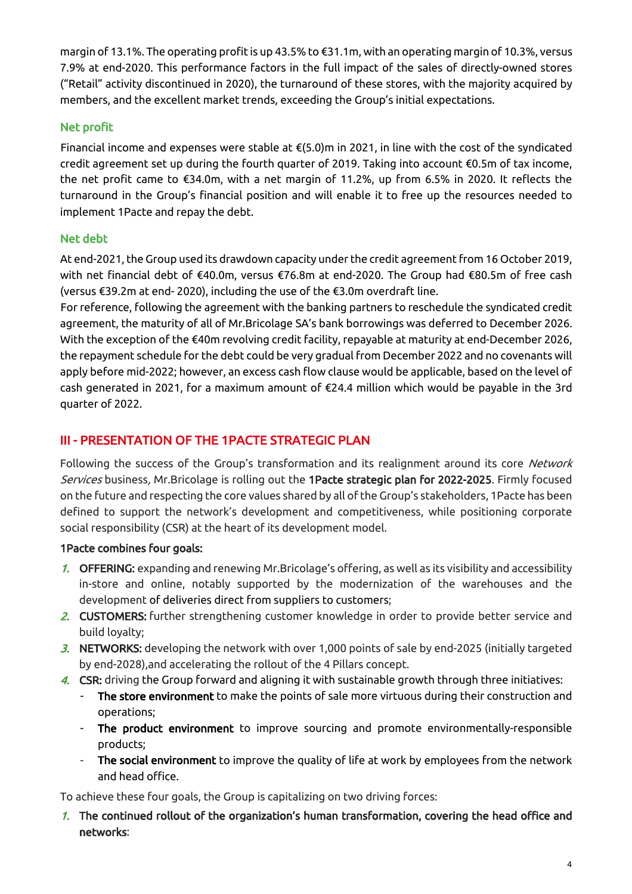margin of 13.1%. The operating profit is up 43.5% to €31.1m, with an operating margin of 10.3%, versus 7.9% at end-2020. This performance factors in the full impact of the sales of directly-owned stores ("Retail" activity discontinued in 2020), the turnaround of these stores, with the majority acquired by members, and the excellent market trends, exceeding the Group's initial expectations.

### Net profit

Financial income and expenses were stable at €(5.0)m in 2021, in line with the cost of the syndicated credit agreement set up during the fourth quarter of 2019. Taking into account €0.5m of tax income, the net profit came to €34.0m, with a net margin of 11.2%, up from 6.5% in 2020. It reflects the turnaround in the Group's financial position and will enable it to free up the resources needed to implement 1Pacte and repay the debt.

### Net debt

At end-2021, the Group used its drawdown capacity under the credit agreement from 16 October 2019, with net financial debt of €40.0m, versus €76.8m at end-2020. The Group had €80.5m of free cash (versus €39.2m at end- 2020), including the use of the €3.0m overdraft line.

For reference, following the agreement with the banking partners to reschedule the syndicated credit agreement, the maturity of all of Mr.Bricolage SA's bank borrowings was deferred to December 2026. With the exception of the €40m revolving credit facility, repayable at maturity at end-December 2026, the repayment schedule for the debt could be very gradual from December 2022 and no covenants will apply before mid-2022; however, an excess cash flow clause would be applicable, based on the level of cash generated in 2021, for a maximum amount of €24.4 million which would be payable in the 3rd quarter of 2022.

## III - PRESENTATION OF THE 1PACTE STRATEGIC PLAN

Following the success of the Group's transformation and its realignment around its core *Network Services* business, Mr.Bricolage is rolling out the **1Pacte strategic plan for 2022-2025**. Firmly focused on the future and respecting the core values shared by all of the Group's stakeholders, 1Pacte has been defined to support the network's development and competitiveness, while positioning corporate social responsibility (CSR) at the heart of its development model.

**1Pacte combines four goals:**

1. **OFFERING:** expanding and renewing Mr.Bricolage's offering, as well as its visibility and accessibility in-store and online, notably supported by the modernization of the warehouses and the development of deliveries direct from suppliers to customers;
2. **CUSTOMERS:** further strengthening customer knowledge in order to provide better service and build loyalty;
3. **NETWORKS:** developing the network with over 1,000 points of sale by end-2025 (initially targeted by end-2028),and accelerating the rollout of the 4 Pillars concept.
4. **CSR:** driving the Group forward and aligning it with sustainable growth through three initiatives:
   - **The store environment** to make the points of sale more virtuous during their construction and operations;
   - **The product environment** to improve sourcing and promote environmentally-responsible products;
   - **The social environment** to improve the quality of life at work by employees from the network and head office.

To achieve these four goals, the Group is capitalizing on two driving forces:

1. **The continued rollout of the organization's human transformation, covering the head office and networks**: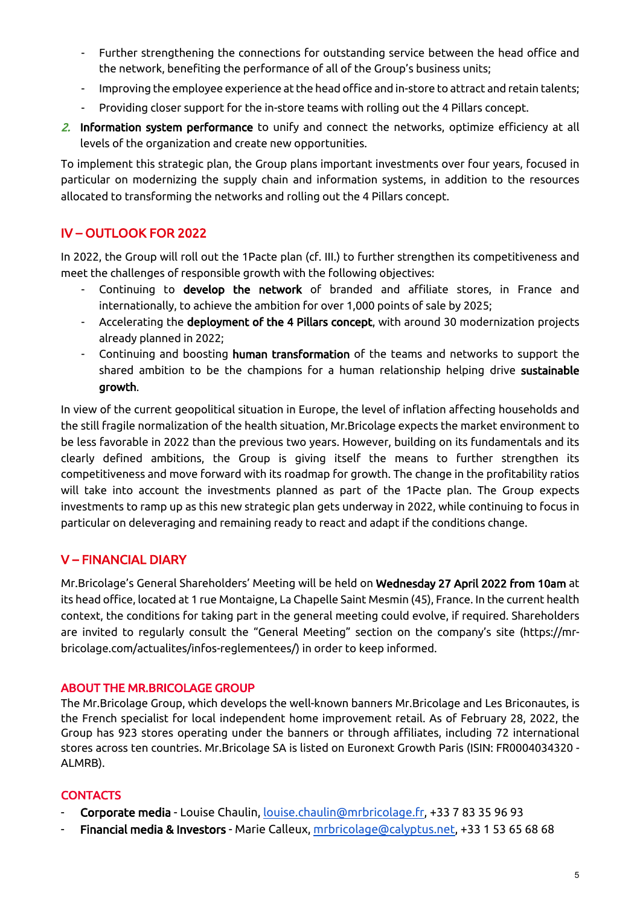- Further strengthening the connections for outstanding service between the head office and the network, benefiting the performance of all of the Group's business units;
- Improving the employee experience at the head office and in-store to attract and retain talents;
- Providing closer support for the in-store teams with rolling out the 4 Pillars concept.

2. **Information system performance** to unify and connect the networks, optimize efficiency at all levels of the organization and create new opportunities.

To implement this strategic plan, the Group plans important investments over four years, focused in particular on modernizing the supply chain and information systems, in addition to the resources allocated to transforming the networks and rolling out the 4 Pillars concept.

## IV – OUTLOOK FOR 2022

In 2022, the Group will roll out the 1Pacte plan (cf. III.) to further strengthen its competitiveness and meet the challenges of responsible growth with the following objectives:

- Continuing to **develop the network** of branded and affiliate stores, in France and internationally, to achieve the ambition for over 1,000 points of sale by 2025;
- Accelerating the **deployment of the 4 Pillars concept**, with around 30 modernization projects already planned in 2022;
- Continuing and boosting **human transformation** of the teams and networks to support the shared ambition to be the champions for a human relationship helping drive **sustainable growth**.

In view of the current geopolitical situation in Europe, the level of inflation affecting households and the still fragile normalization of the health situation, Mr.Bricolage expects the market environment to be less favorable in 2022 than the previous two years. However, building on its fundamentals and its clearly defined ambitions, the Group is giving itself the means to further strengthen its competitiveness and move forward with its roadmap for growth. The change in the profitability ratios will take into account the investments planned as part of the 1Pacte plan. The Group expects investments to ramp up as this new strategic plan gets underway in 2022, while continuing to focus in particular on deleveraging and remaining ready to react and adapt if the conditions change.

## V – FINANCIAL DIARY

Mr.Bricolage's General Shareholders' Meeting will be held on **Wednesday 27 April 2022 from 10am** at its head office, located at 1 rue Montaigne, La Chapelle Saint Mesmin (45), France. In the current health context, the conditions for taking part in the general meeting could evolve, if required. Shareholders are invited to regularly consult the "General Meeting" section on the company's site (https://mr-bricolage.com/actualites/infos-reglementees/) in order to keep informed.

### ABOUT THE MR.BRICOLAGE GROUP

The Mr.Bricolage Group, which develops the well-known banners Mr.Bricolage and Les Briconautes, is the French specialist for local independent home improvement retail. As of February 28, 2022, the Group has 923 stores operating under the banners or through affiliates, including 72 international stores across ten countries. Mr.Bricolage SA is listed on Euronext Growth Paris (ISIN: FR0004034320 - ALMRB).

### CONTACTS

- **Corporate media** - Louise Chaulin, louise.chaulin@mrbricolage.fr, +33 7 83 35 96 93
- **Financial media & Investors** - Marie Calleux, mrbricolage@calyptus.net, +33 1 53 65 68 68